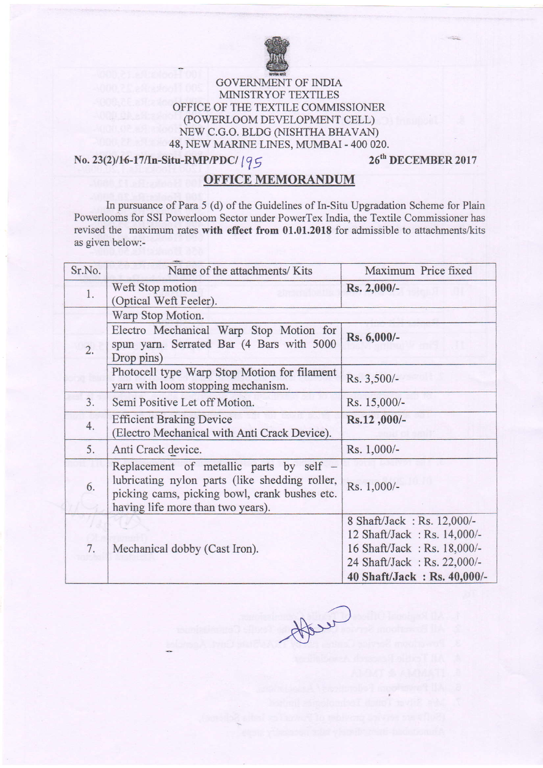GOVERNMENT OF INDIA
MINISTRYOF TEXTILES
OFFICE OF THE TEXTILE COMMISSIONER
(POWERLOOM DEVELOPMENT CELL)
NEW C.G.O. BLDG (NISHTHA BHAVAN)
48, NEW MARINE LINES, MUMBAI - 400 020.

No. 23(2)/16-17/In-Situ-RMP/PDC/ 195 — 26th DECEMBER 2017

## OFFICE MEMORANDUM

In pursuance of Para 5 (d) of the Guidelines of In-Situ Upgradation Scheme for Plain Powerlooms for SSI Powerloom Sector under PowerTex India, the Textile Commissioner has revised the maximum rates **with effect from 01.01.2018** for admissible to attachments/kits as given below:-

| Sr.No. | Name of the attachments/ Kits | Maximum Price fixed |
|---|---|---|
| 1. | Weft Stop motion (Optical Weft Feeler). | **Rs. 2,000/-** |
| 2. | Warp Stop Motion. | |
| | Electro Mechanical Warp Stop Motion for spun yarn. Serrated Bar (4 Bars with 5000 Drop pins) | **Rs. 6,000/-** |
| | Photocell type Warp Stop Motion for filament yarn with loom stopping mechanism. | Rs. 3,500/- |
| 3. | Semi Positive Let off Motion. | Rs. 15,000/- |
| 4. | Efficient Braking Device (Electro Mechanical with Anti Crack Device). | **Rs.12 ,000/-** |
| 5. | Anti Crack device. | Rs. 1,000/- |
| 6. | Replacement of metallic parts by self - lubricating nylon parts (like shedding roller, picking cams, picking bowl, crank bushes etc. having life more than two years). | Rs. 1,000/- |
| 7. | Mechanical dobby (Cast Iron). | 8 Shaft/Jack : Rs. 12,000/-<br>12 Shaft/Jack : Rs. 14,000/-<br>16 Shaft/Jack : Rs. 18,000/-<br>24 Shaft/Jack : Rs. 22,000/-<br>**40 Shaft/Jack : Rs. 40,000/-** |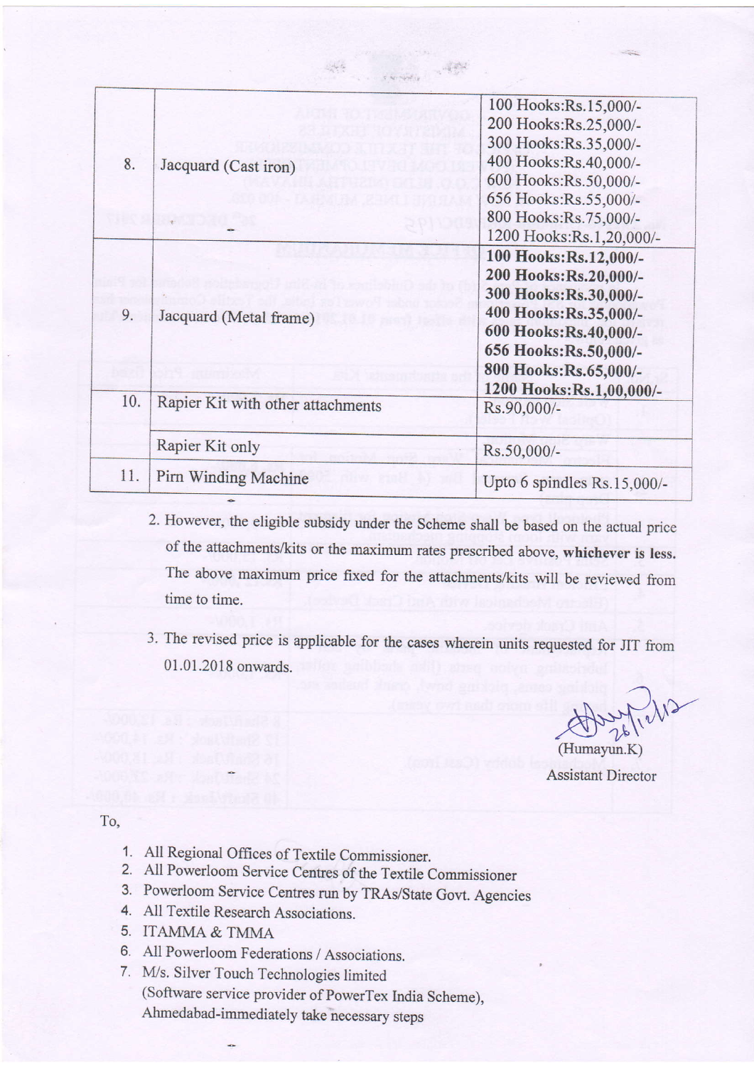| | | |
|---|---|---|
| 8. | Jacquard (Cast iron) | 100 Hooks:Rs.15,000/-<br>200 Hooks:Rs.25,000/-<br>300 Hooks:Rs.35,000/-<br>400 Hooks:Rs.40,000/-<br>600 Hooks:Rs.50,000/-<br>656 Hooks:Rs.55,000/-<br>800 Hooks:Rs.75,000/-<br>1200 Hooks:Rs.1,20,000/- |
| 9. | Jacquard (Metal frame) | **100 Hooks:Rs.12,000/-**<br>**200 Hooks:Rs.20,000/-**<br>**300 Hooks:Rs.30,000/-**<br>**400 Hooks:Rs.35,000/-**<br>**600 Hooks:Rs.40,000/-**<br>**656 Hooks:Rs.50,000/-**<br>**800 Hooks:Rs.65,000/-**<br>**1200 Hooks:Rs.1,00,000/-** |
| 10. | Rapier Kit with other attachments | Rs.90,000/- |
| | Rapier Kit only | Rs.50,000/- |
| 11. | Pirn Winding Machine | Upto 6 spindles Rs.15,000/- |

2. However, the eligible subsidy under the Scheme shall be based on the actual price of the attachments/kits or the maximum rates prescribed above, **whichever is less.** The above maximum price fixed for the attachments/kits will be reviewed from time to time.

3. The revised price is applicable for the cases wherein units requested for JIT from 01.01.2018 onwards.

26/12/17

(Humayun.K)
Assistant Director

To,

1. All Regional Offices of Textile Commissioner.
2. All Powerloom Service Centres of the Textile Commissioner
3. Powerloom Service Centres run by TRAs/State Govt. Agencies
4. All Textile Research Associations.
5. ITAMMA & TMMA
6. All Powerloom Federations / Associations.
7. M/s. Silver Touch Technologies limited (Software service provider of PowerTex India Scheme), Ahmedabad-immediately take necessary steps